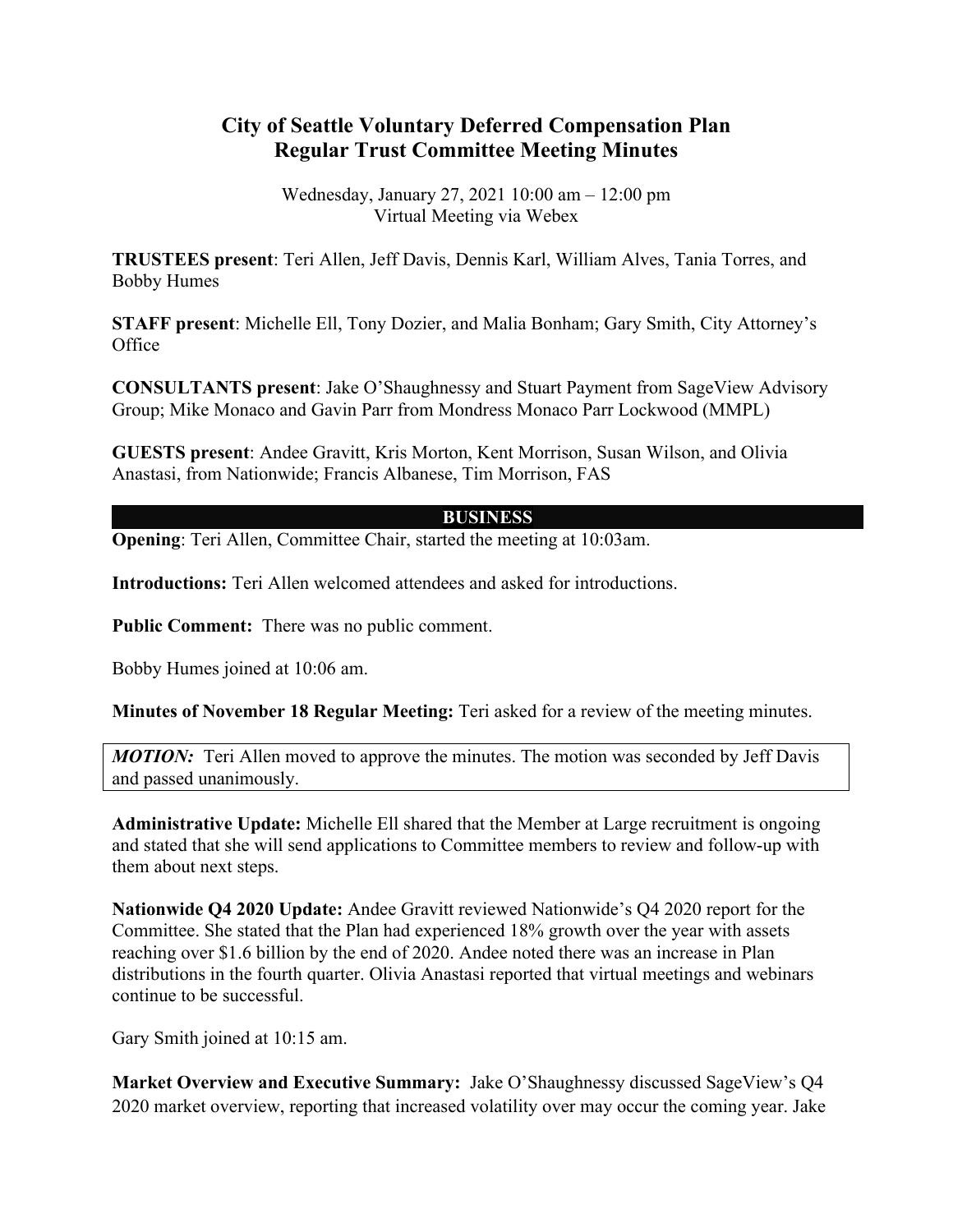# City of Seattle Voluntary Deferred Compensation Plan
# Regular Trust Committee Meeting Minutes

Wednesday, January 27, 2021 10:00 am – 12:00 pm
Virtual Meeting via Webex

**TRUSTEES present**: Teri Allen, Jeff Davis, Dennis Karl, William Alves, Tania Torres, and Bobby Humes

**STAFF present**: Michelle Ell, Tony Dozier, and Malia Bonham; Gary Smith, City Attorney's Office

**CONSULTANTS present**: Jake O'Shaughnessy and Stuart Payment from SageView Advisory Group; Mike Monaco and Gavin Parr from Mondress Monaco Parr Lockwood (MMPL)

**GUESTS present**: Andee Gravitt, Kris Morton, Kent Morrison, Susan Wilson, and Olivia Anastasi, from Nationwide; Francis Albanese, Tim Morrison, FAS

## BUSINESS

**Opening**: Teri Allen, Committee Chair, started the meeting at 10:03am.

**Introductions:** Teri Allen welcomed attendees and asked for introductions.

**Public Comment:** There was no public comment.

Bobby Humes joined at 10:06 am.

**Minutes of November 18 Regular Meeting:** Teri asked for a review of the meeting minutes.

> ***MOTION:*** Teri Allen moved to approve the minutes. The motion was seconded by Jeff Davis and passed unanimously.

**Administrative Update:** Michelle Ell shared that the Member at Large recruitment is ongoing and stated that she will send applications to Committee members to review and follow-up with them about next steps.

**Nationwide Q4 2020 Update:** Andee Gravitt reviewed Nationwide's Q4 2020 report for the Committee. She stated that the Plan had experienced 18% growth over the year with assets reaching over $1.6 billion by the end of 2020. Andee noted there was an increase in Plan distributions in the fourth quarter. Olivia Anastasi reported that virtual meetings and webinars continue to be successful.

Gary Smith joined at 10:15 am.

**Market Overview and Executive Summary:** Jake O'Shaughnessy discussed SageView's Q4 2020 market overview, reporting that increased volatility over may occur the coming year. Jake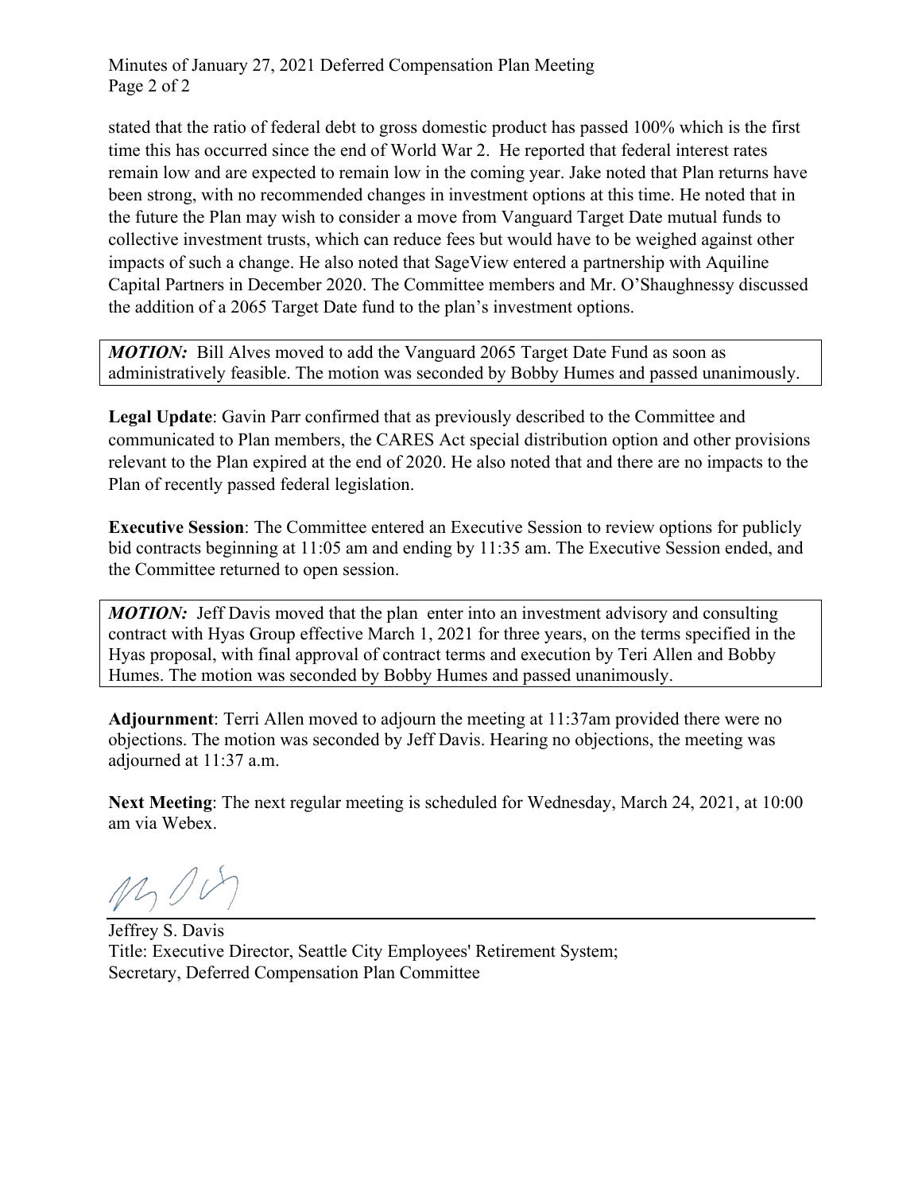stated that the ratio of federal debt to gross domestic product has passed 100% which is the first time this has occurred since the end of World War 2. He reported that federal interest rates remain low and are expected to remain low in the coming year. Jake noted that Plan returns have been strong, with no recommended changes in investment options at this time. He noted that in the future the Plan may wish to consider a move from Vanguard Target Date mutual funds to collective investment trusts, which can reduce fees but would have to be weighed against other impacts of such a change. He also noted that SageView entered a partnership with Aquiline Capital Partners in December 2020. The Committee members and Mr. O'Shaughnessy discussed the addition of a 2065 Target Date fund to the plan's investment options.

***MOTION:*** Bill Alves moved to add the Vanguard 2065 Target Date Fund as soon as administratively feasible. The motion was seconded by Bobby Humes and passed unanimously.

**Legal Update**: Gavin Parr confirmed that as previously described to the Committee and communicated to Plan members, the CARES Act special distribution option and other provisions relevant to the Plan expired at the end of 2020. He also noted that and there are no impacts to the Plan of recently passed federal legislation.

**Executive Session**: The Committee entered an Executive Session to review options for publicly bid contracts beginning at 11:05 am and ending by 11:35 am. The Executive Session ended, and the Committee returned to open session.

***MOTION:*** Jeff Davis moved that the plan enter into an investment advisory and consulting contract with Hyas Group effective March 1, 2021 for three years, on the terms specified in the Hyas proposal, with final approval of contract terms and execution by Teri Allen and Bobby Humes. The motion was seconded by Bobby Humes and passed unanimously.

**Adjournment**: Terri Allen moved to adjourn the meeting at 11:37am provided there were no objections. The motion was seconded by Jeff Davis. Hearing no objections, the meeting was adjourned at 11:37 a.m.

**Next Meeting**: The next regular meeting is scheduled for Wednesday, March 24, 2021, at 10:00 am via Webex.

Jeffrey S. Davis
Title: Executive Director, Seattle City Employees' Retirement System;
Secretary, Deferred Compensation Plan Committee